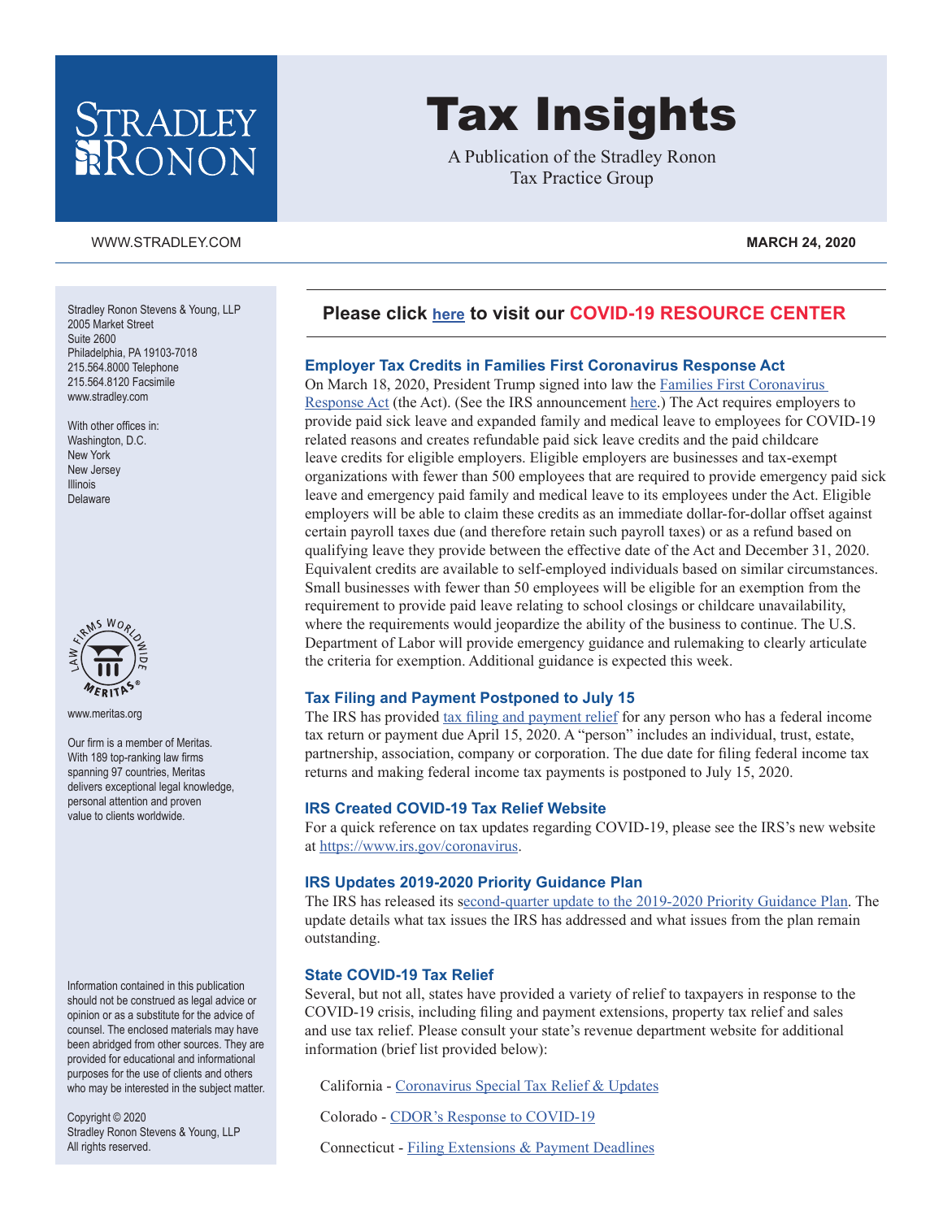# Tax Insights

A Publication of the Stradley Ronon Tax Practice Group

WWW.STRADLEY.COM

**MARCH 24, 2020**

Stradley Ronon Stevens & Young, LLP
2005 Market Street
Suite 2600
Philadelphia, PA 19103-7018
215.564.8000 Telephone
215.564.8120 Facsimile
www.stradley.com

With other offices in:
Washington, D.C.
New York
New Jersey
Illinois
Delaware

www.meritas.org

Our firm is a member of Meritas. With 189 top-ranking law firms spanning 97 countries, Meritas delivers exceptional legal knowledge, personal attention and proven value to clients worldwide.

Information contained in this publication should not be construed as legal advice or opinion or as a substitute for the advice of counsel. The enclosed materials may have been abridged from other sources. They are provided for educational and informational purposes for the use of clients and others who may be interested in the subject matter.

Copyright © 2020
Stradley Ronon Stevens & Young, LLP
All rights reserved.

---

**Please click here to visit our COVID-19 RESOURCE CENTER**

---

### Employer Tax Credits in Families First Coronavirus Response Act

On March 18, 2020, President Trump signed into law the Families First Coronavirus Response Act (the Act). (See the IRS announcement here.) The Act requires employers to provide paid sick leave and expanded family and medical leave to employees for COVID-19 related reasons and creates refundable paid sick leave credits and the paid childcare leave credits for eligible employers. Eligible employers are businesses and tax-exempt organizations with fewer than 500 employees that are required to provide emergency paid sick leave and emergency paid family and medical leave to its employees under the Act. Eligible employers will be able to claim these credits as an immediate dollar-for-dollar offset against certain payroll taxes due (and therefore retain such payroll taxes) or as a refund based on qualifying leave they provide between the effective date of the Act and December 31, 2020. Equivalent credits are available to self-employed individuals based on similar circumstances. Small businesses with fewer than 50 employees will be eligible for an exemption from the requirement to provide paid leave relating to school closings or childcare unavailability, where the requirements would jeopardize the ability of the business to continue. The U.S. Department of Labor will provide emergency guidance and rulemaking to clearly articulate the criteria for exemption. Additional guidance is expected this week.

### Tax Filing and Payment Postponed to July 15

The IRS has provided tax filing and payment relief for any person who has a federal income tax return or payment due April 15, 2020. A "person" includes an individual, trust, estate, partnership, association, company or corporation. The due date for filing federal income tax returns and making federal income tax payments is postponed to July 15, 2020.

### IRS Created COVID-19 Tax Relief Website

For a quick reference on tax updates regarding COVID-19, please see the IRS's new website at https://www.irs.gov/coronavirus.

### IRS Updates 2019-2020 Priority Guidance Plan

The IRS has released its second-quarter update to the 2019-2020 Priority Guidance Plan. The update details what tax issues the IRS has addressed and what issues from the plan remain outstanding.

### State COVID-19 Tax Relief

Several, but not all, states have provided a variety of relief to taxpayers in response to the COVID-19 crisis, including filing and payment extensions, property tax relief and sales and use tax relief. Please consult your state's revenue department website for additional information (brief list provided below):

California - Coronavirus Special Tax Relief & Updates

Colorado - CDOR's Response to COVID-19

Connecticut - Filing Extensions & Payment Deadlines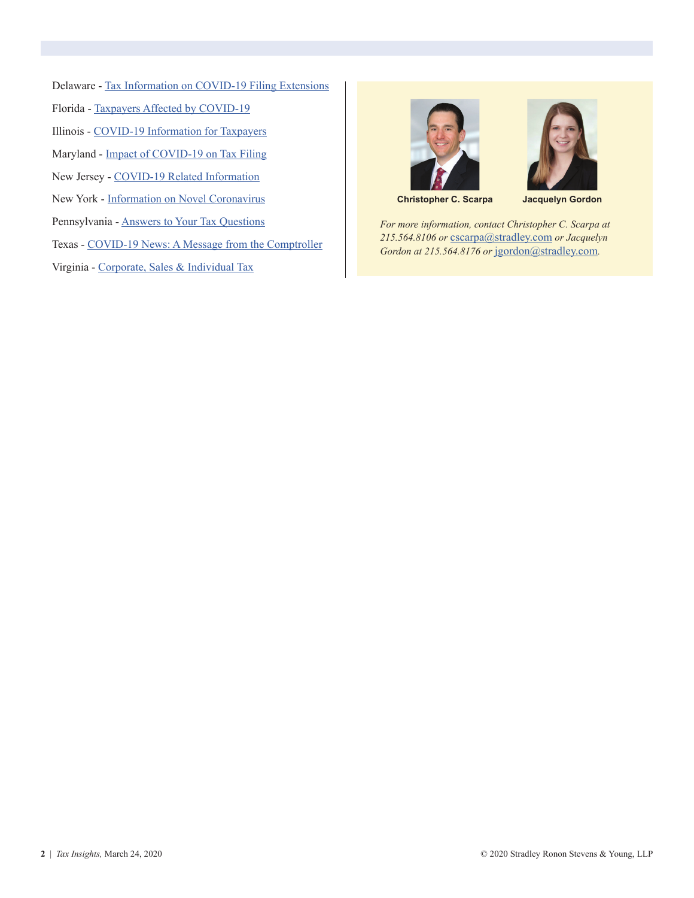Delaware - Tax Information on COVID-19 Filing Extensions

Florida - Taxpayers Affected by COVID-19

Illinois - COVID-19 Information for Taxpayers

Maryland - Impact of COVID-19 on Tax Filing

New Jersey - COVID-19 Related Information

New York - Information on Novel Coronavirus

Pennsylvania - Answers to Your Tax Questions

Texas - COVID-19 News: A Message from the Comptroller

Virginia - Corporate, Sales & Individual Tax

**Christopher C. Scarpa** **Jacquelyn Gordon**

*For more information, contact Christopher C. Scarpa at 215.564.8106 or* cscarpa@stradley.com *or Jacquelyn Gordon at 215.564.8176 or* jgordon@stradley.com.

© 2020 Stradley Ronon Stevens & Young, LLP